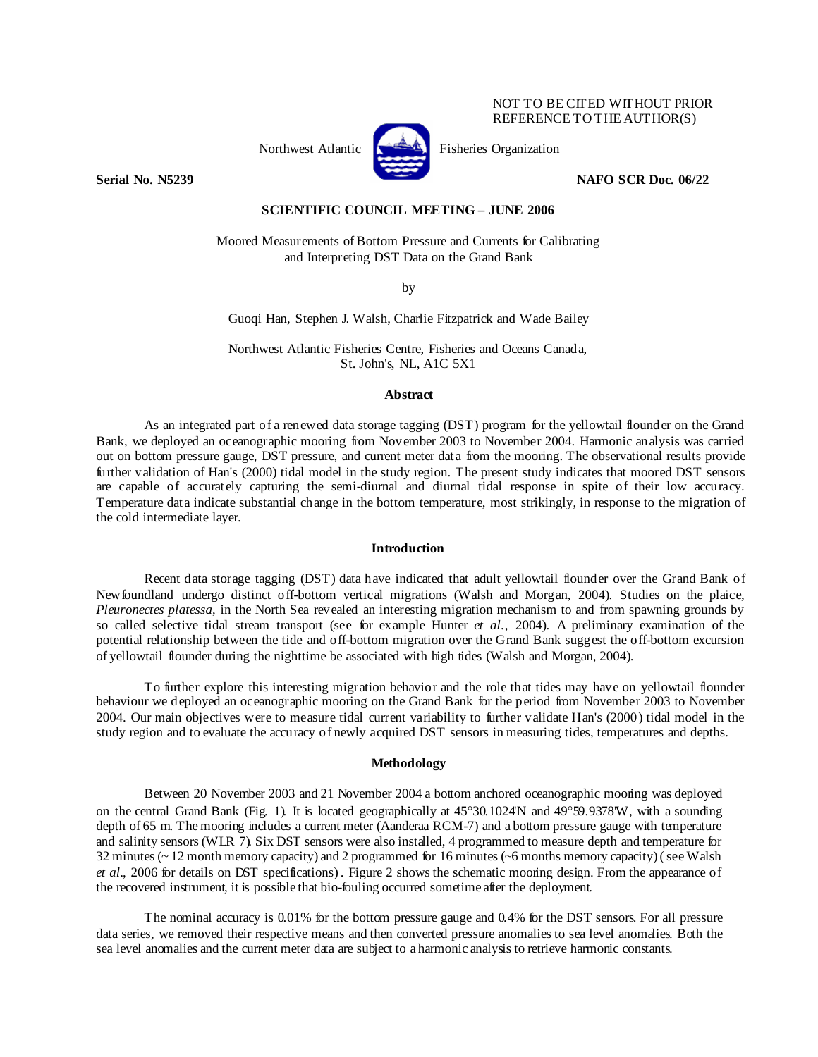NOT TO BE CITED WITHOUT PRIOR REFERENCE TO THE AUTHOR(S)

Northwest Atlantic Fisheries Organization

**Serial No. N5239** **NAFO SCR Doc. 06/22**

**SCIENTIFIC COUNCIL MEETING – JUNE 2006**

# Moored Measurements of Bottom Pressure and Currents for Calibrating and Interpreting DST Data on the Grand Bank

by

Guoqi Han, Stephen J. Walsh, Charlie Fitzpatrick and Wade Bailey

Northwest Atlantic Fisheries Centre, Fisheries and Oceans Canada, St. John's, NL, A1C 5X1

## Abstract

As an integrated part of a renewed data storage tagging (DST) program for the yellowtail flounder on the Grand Bank, we deployed an oceanographic mooring from November 2003 to November 2004. Harmonic analysis was carried out on bottom pressure gauge, DST pressure, and current meter data from the mooring. The observational results provide further validation of Han's (2000) tidal model in the study region. The present study indicates that moored DST sensors are capable of accurately capturing the semi-diurnal and diurnal tidal response in spite of their low accuracy. Temperature data indicate substantial change in the bottom temperature, most strikingly, in response to the migration of the cold intermediate layer.

## Introduction

Recent data storage tagging (DST) data have indicated that adult yellowtail flounder over the Grand Bank of Newfoundland undergo distinct off-bottom vertical migrations (Walsh and Morgan, 2004). Studies on the plaice, *Pleuronectes platessa*, in the North Sea revealed an interesting migration mechanism to and from spawning grounds by so called selective tidal stream transport (see for example Hunter *et al*., 2004). A preliminary examination of the potential relationship between the tide and off-bottom migration over the Grand Bank suggest the off-bottom excursion of yellowtail flounder during the nighttime be associated with high tides (Walsh and Morgan, 2004).

To further explore this interesting migration behavior and the role that tides may have on yellowtail flounder behaviour we deployed an oceanographic mooring on the Grand Bank for the period from November 2003 to November 2004. Our main objectives were to measure tidal current variability to further validate Han's (2000) tidal model in the study region and to evaluate the accuracy of newly acquired DST sensors in measuring tides, temperatures and depths.

## Methodology

Between 20 November 2003 and 21 November 2004 a bottom anchored oceanographic mooring was deployed on the central Grand Bank (Fig. 1). It is located geographically at 45°30.1024'N and 49°59.9378'W, with a sounding depth of 65 m. The mooring includes a current meter (Aanderaa RCM-7) and a bottom pressure gauge with temperature and salinity sensors (WLR 7). Six DST sensors were also installed, 4 programmed to measure depth and temperature for 32 minutes (~ 12 month memory capacity) and 2 programmed for 16 minutes (~6 months memory capacity) (see Walsh *et al*., 2006 for details on DST specifications). Figure 2 shows the schematic mooring design. From the appearance of the recovered instrument, it is possible that bio-fouling occurred sometime after the deployment.

The nominal accuracy is 0.01% for the bottom pressure gauge and 0.4% for the DST sensors. For all pressure data series, we removed their respective means and then converted pressure anomalies to sea level anomalies. Both the sea level anomalies and the current meter data are subject to a harmonic analysis to retrieve harmonic constants.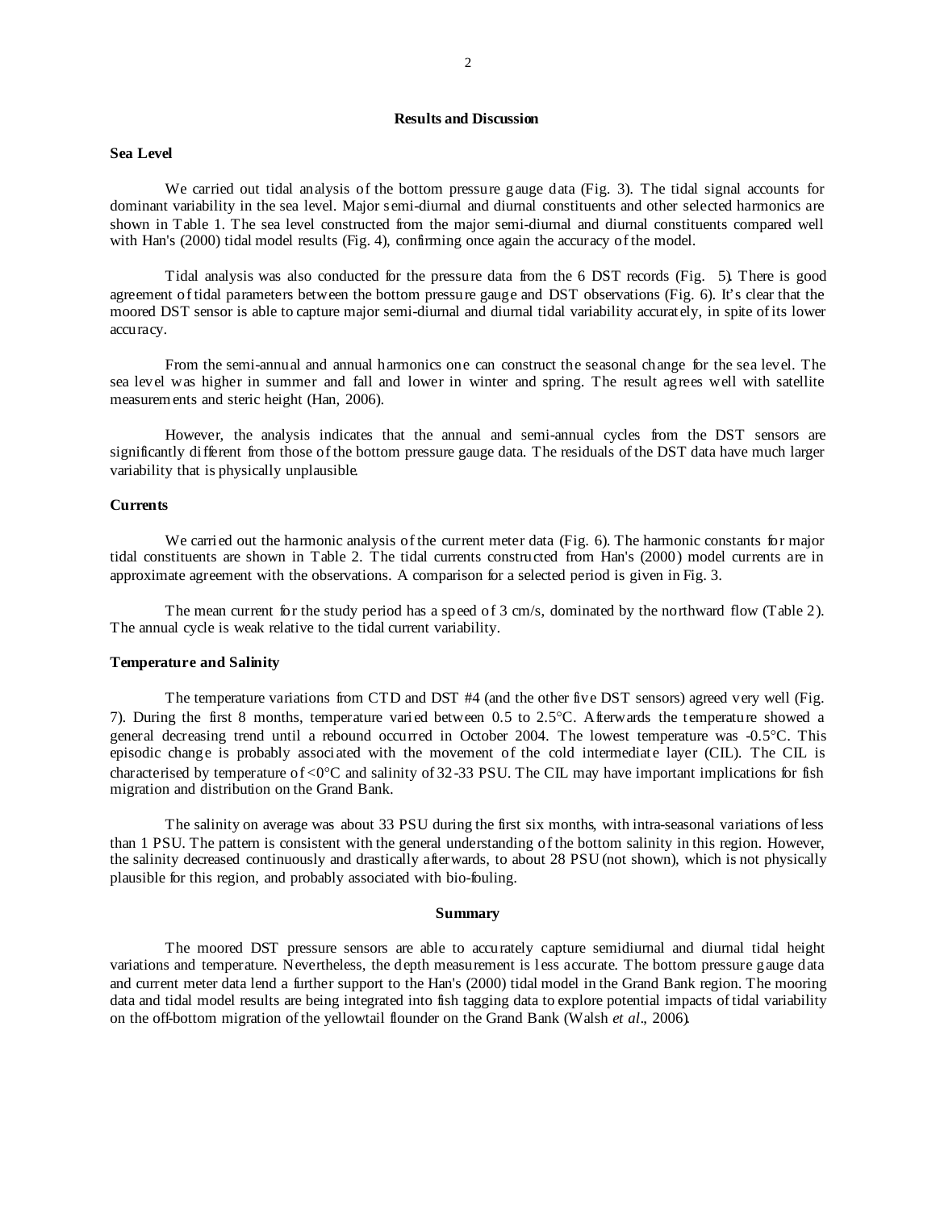## Results and Discussion

### Sea Level

We carried out tidal analysis of the bottom pressure gauge data (Fig. 3). The tidal signal accounts for dominant variability in the sea level. Major semi-diurnal and diurnal constituents and other selected harmonics are shown in Table 1. The sea level constructed from the major semi-diurnal and diurnal constituents compared well with Han's (2000) tidal model results (Fig. 4), confirming once again the accuracy of the model.

Tidal analysis was also conducted for the pressure data from the 6 DST records (Fig. 5). There is good agreement of tidal parameters between the bottom pressure gauge and DST observations (Fig. 6). It's clear that the moored DST sensor is able to capture major semi-diurnal and diurnal tidal variability accurately, in spite of its lower accuracy.

From the semi-annual and annual harmonics one can construct the seasonal change for the sea level. The sea level was higher in summer and fall and lower in winter and spring. The result agrees well with satellite measurements and steric height (Han, 2006).

However, the analysis indicates that the annual and semi-annual cycles from the DST sensors are significantly different from those of the bottom pressure gauge data. The residuals of the DST data have much larger variability that is physically unplausible.

### Currents

We carried out the harmonic analysis of the current meter data (Fig. 6). The harmonic constants for major tidal constituents are shown in Table 2. The tidal currents constructed from Han's (2000) model currents are in approximate agreement with the observations. A comparison for a selected period is given in Fig. 3.

The mean current for the study period has a speed of 3 cm/s, dominated by the northward flow (Table 2). The annual cycle is weak relative to the tidal current variability.

### Temperature and Salinity

The temperature variations from CTD and DST #4 (and the other five DST sensors) agreed very well (Fig. 7). During the first 8 months, temperature varied between 0.5 to 2.5°C. Afterwards the temperature showed a general decreasing trend until a rebound occurred in October 2004. The lowest temperature was -0.5°C. This episodic change is probably associated with the movement of the cold intermediate layer (CIL). The CIL is characterised by temperature of <0°C and salinity of 32-33 PSU. The CIL may have important implications for fish migration and distribution on the Grand Bank.

The salinity on average was about 33 PSU during the first six months, with intra-seasonal variations of less than 1 PSU. The pattern is consistent with the general understanding of the bottom salinity in this region. However, the salinity decreased continuously and drastically afterwards, to about 28 PSU (not shown), which is not physically plausible for this region, and probably associated with bio-fouling.

## Summary

The moored DST pressure sensors are able to accurately capture semidiurnal and diurnal tidal height variations and temperature. Nevertheless, the depth measurement is less accurate. The bottom pressure gauge data and current meter data lend a further support to the Han's (2000) tidal model in the Grand Bank region. The mooring data and tidal model results are being integrated into fish tagging data to explore potential impacts of tidal variability on the off-bottom migration of the yellowtail flounder on the Grand Bank (Walsh *et al*., 2006).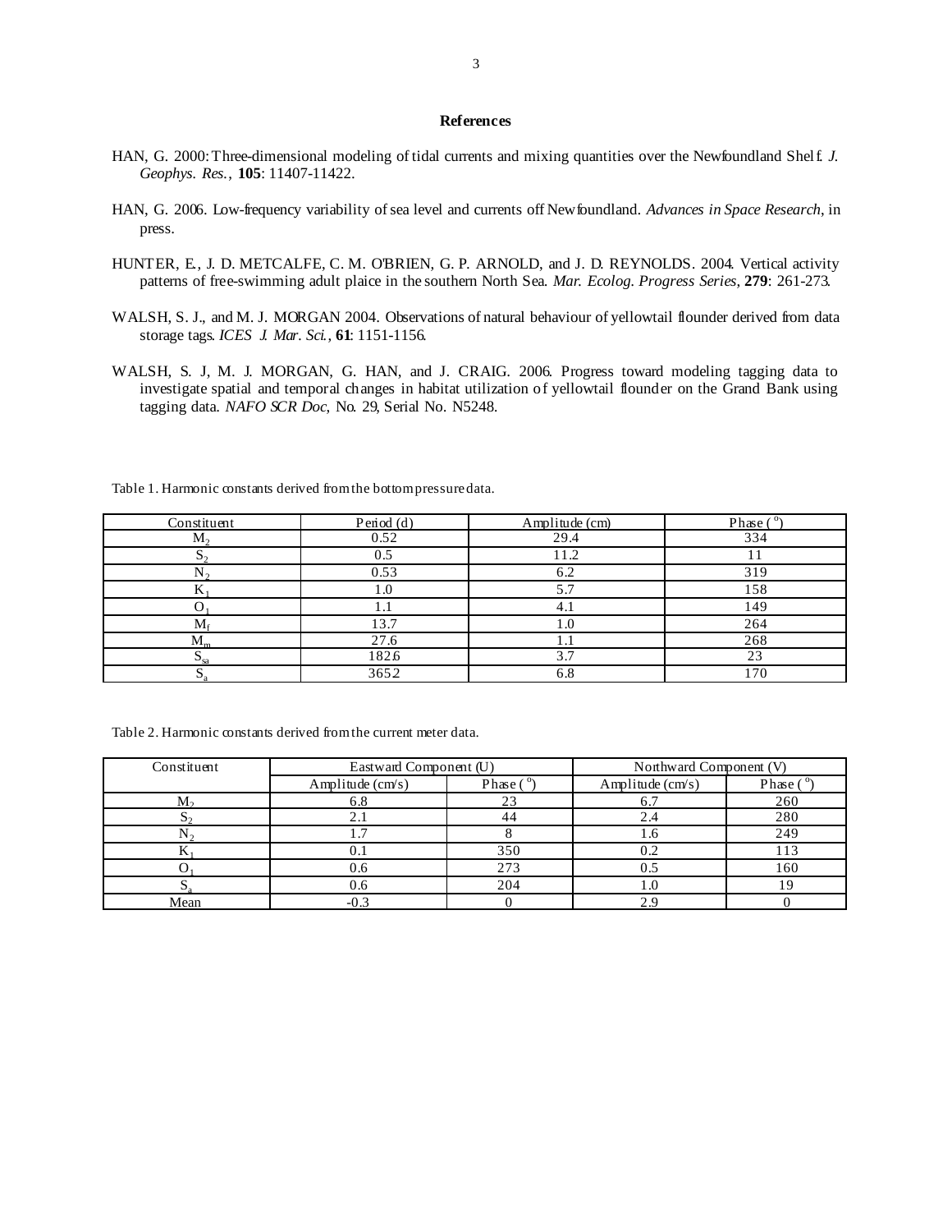## References

HAN, G. 2000: Three-dimensional modeling of tidal currents and mixing quantities over the Newfoundland Shelf. *J. Geophys. Res.*, **105**: 11407-11422.

HAN, G. 2006. Low-frequency variability of sea level and currents off Newfoundland. *Advances in Space Research*, in press.

HUNTER, E., J. D. METCALFE, C. M. O'BRIEN, G. P. ARNOLD, and J. D. REYNOLDS. 2004. Vertical activity patterns of free-swimming adult plaice in the southern North Sea. *Mar. Ecolog. Progress Series*, **279**: 261-273.

WALSH, S. J., and M. J. MORGAN 2004. Observations of natural behaviour of yellowtail flounder derived from data storage tags. *ICES J. Mar. Sci.*, **61**: 1151-1156.

WALSH, S. J, M. J. MORGAN, G. HAN, and J. CRAIG. 2006. Progress toward modeling tagging data to investigate spatial and temporal changes in habitat utilization of yellowtail flounder on the Grand Bank using tagging data. *NAFO SCR Doc*, No. 29, Serial No. N5248.

Table 1. Harmonic constants derived from the bottom pressure data.

| Constituent | Period (d) | Amplitude (cm) | Phase (°) |
|---|---|---|---|
| $M_2$ | 0.52 | 29.4 | 334 |
| $S_2$ | 0.5 | 11.2 | 11 |
| $N_2$ | 0.53 | 6.2 | 319 |
| $K_1$ | 1.0 | 5.7 | 158 |
| $O_1$ | 1.1 | 4.1 | 149 |
| $M_f$ | 13.7 | 1.0 | 264 |
| $M_m$ | 27.6 | 1.1 | 268 |
| $S_{sa}$ | 182.6 | 3.7 | 23 |
| $S_a$ | 365.2 | 6.8 | 170 |

Table 2. Harmonic constants derived from the current meter data.

| Constituent | Eastward Component (U) | | Northward Component (V) | |
|---|---|---|---|---|
| | Amplitude (cm/s) | Phase (°) | Amplitude (cm/s) | Phase (°) |
| $M_2$ | 6.8 | 23 | 6.7 | 260 |
| $S_2$ | 2.1 | 44 | 2.4 | 280 |
| $N_2$ | 1.7 | 8 | 1.6 | 249 |
| $K_1$ | 0.1 | 350 | 0.2 | 113 |
| $O_1$ | 0.6 | 273 | 0.5 | 160 |
| $S_a$ | 0.6 | 204 | 1.0 | 19 |
| Mean | -0.3 | 0 | 2.9 | 0 |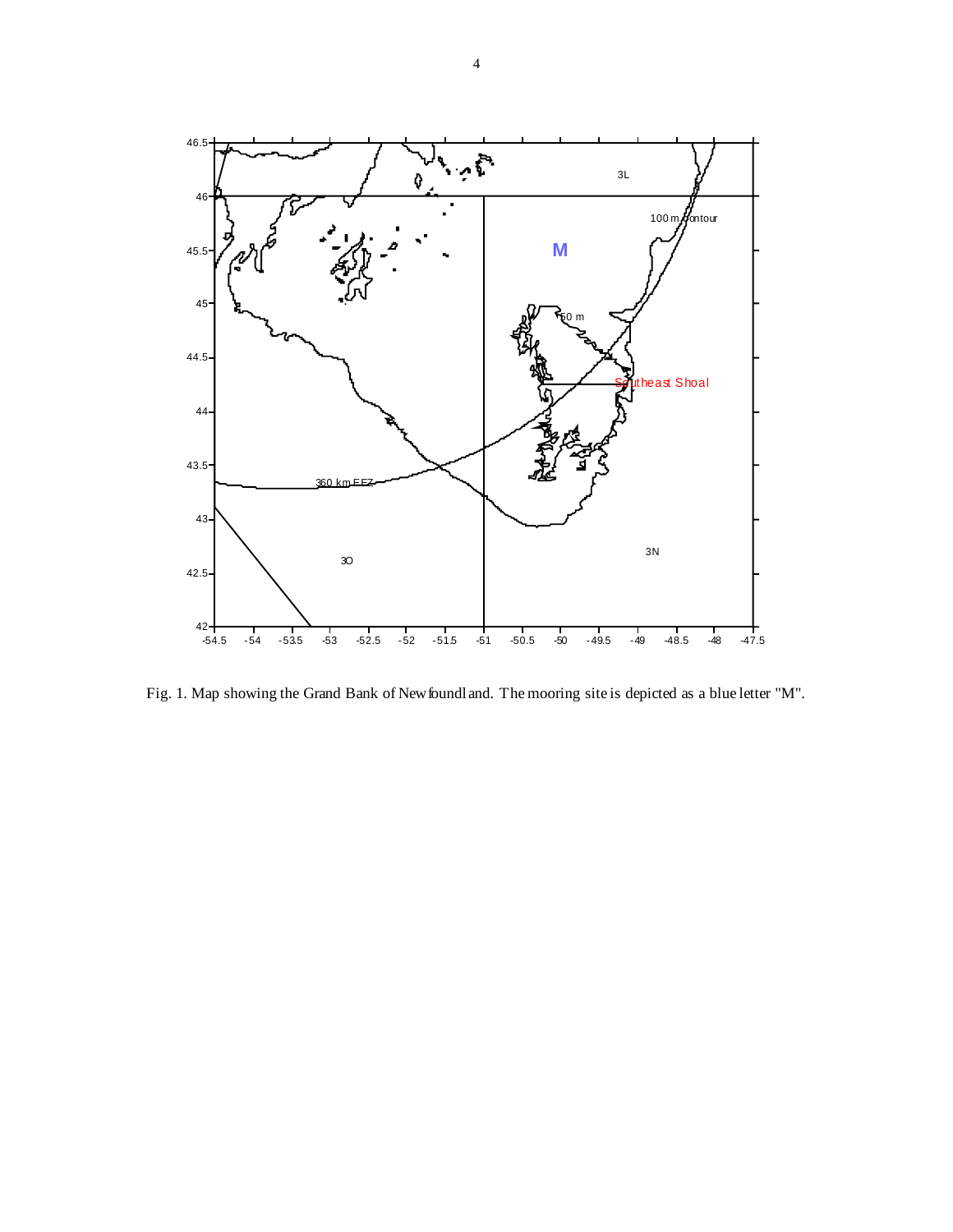Fig. 1. Map showing the Grand Bank of Newfoundland. The mooring site is depicted as a blue letter "M".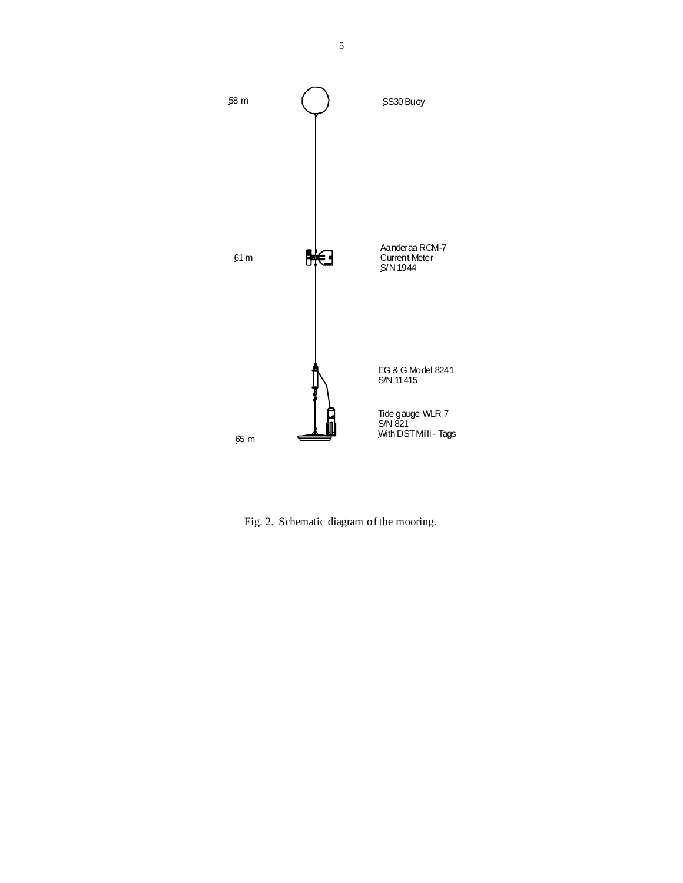58 m SS30 Buoy

61 m Aanderaa RCM-7 Current Meter S/N 1944

EG & G Model 8241 S/N 11415

Tide gauge WLR 7 S/N 821 With DST Milli - Tags

65 m

Fig. 2. Schematic diagram of the mooring.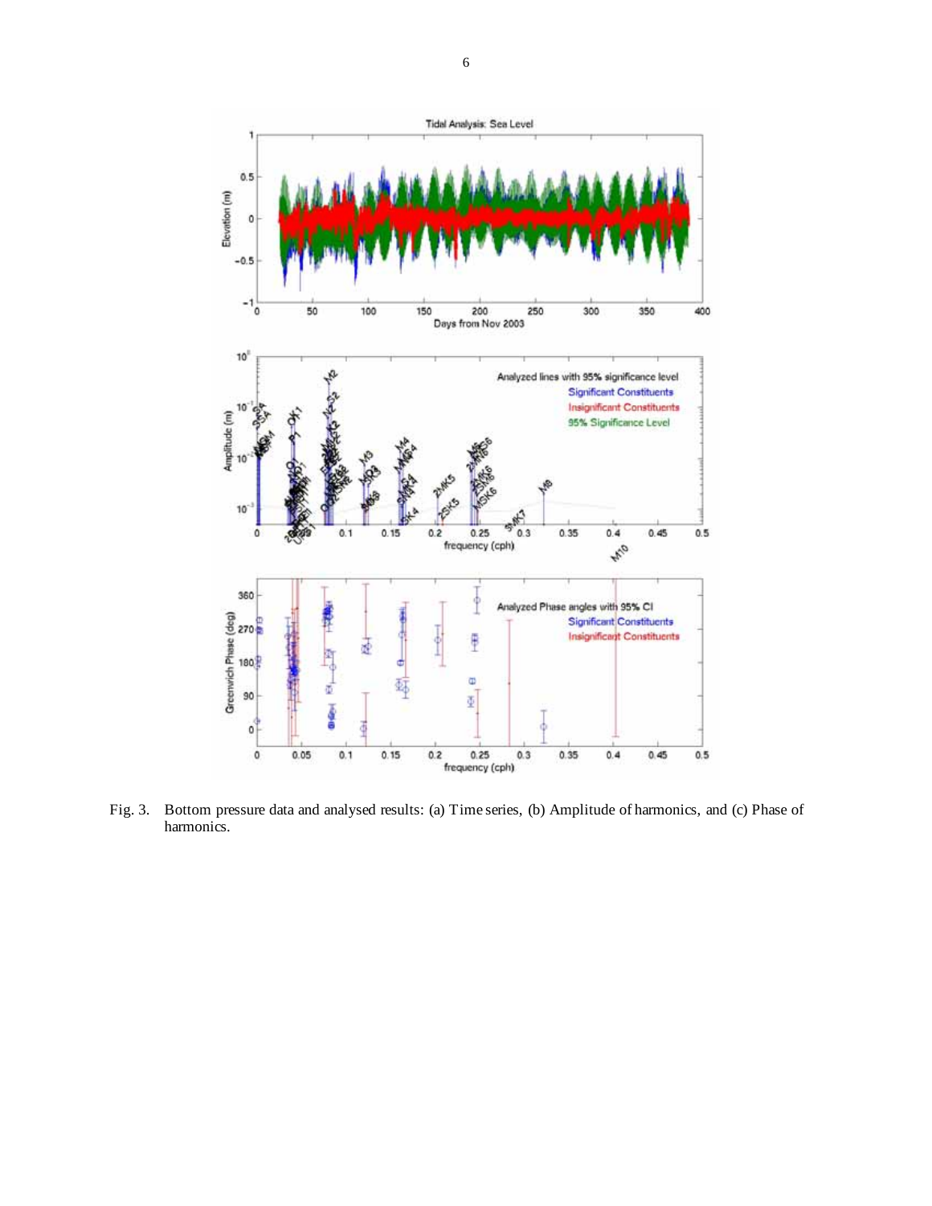Fig. 3. Bottom pressure data and analysed results: (a) Time series, (b) Amplitude of harmonics, and (c) Phase of harmonics.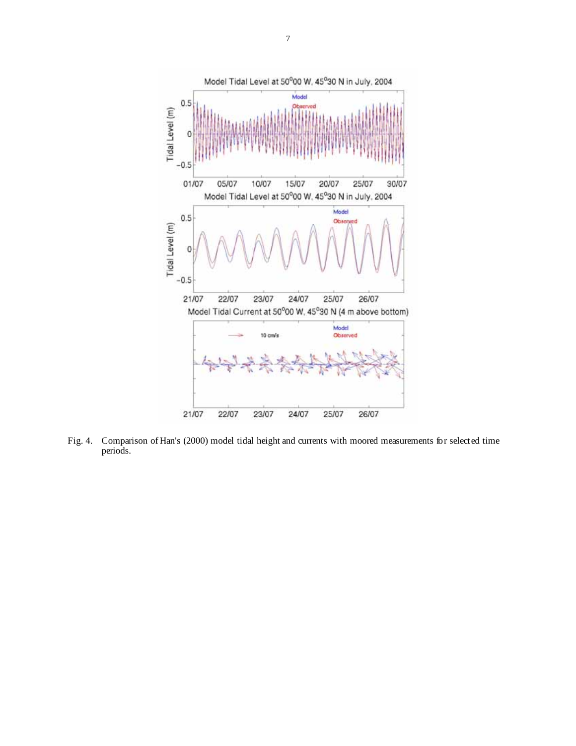Fig. 4. Comparison of Han's (2000) model tidal height and currents with moored measurements for selected time periods.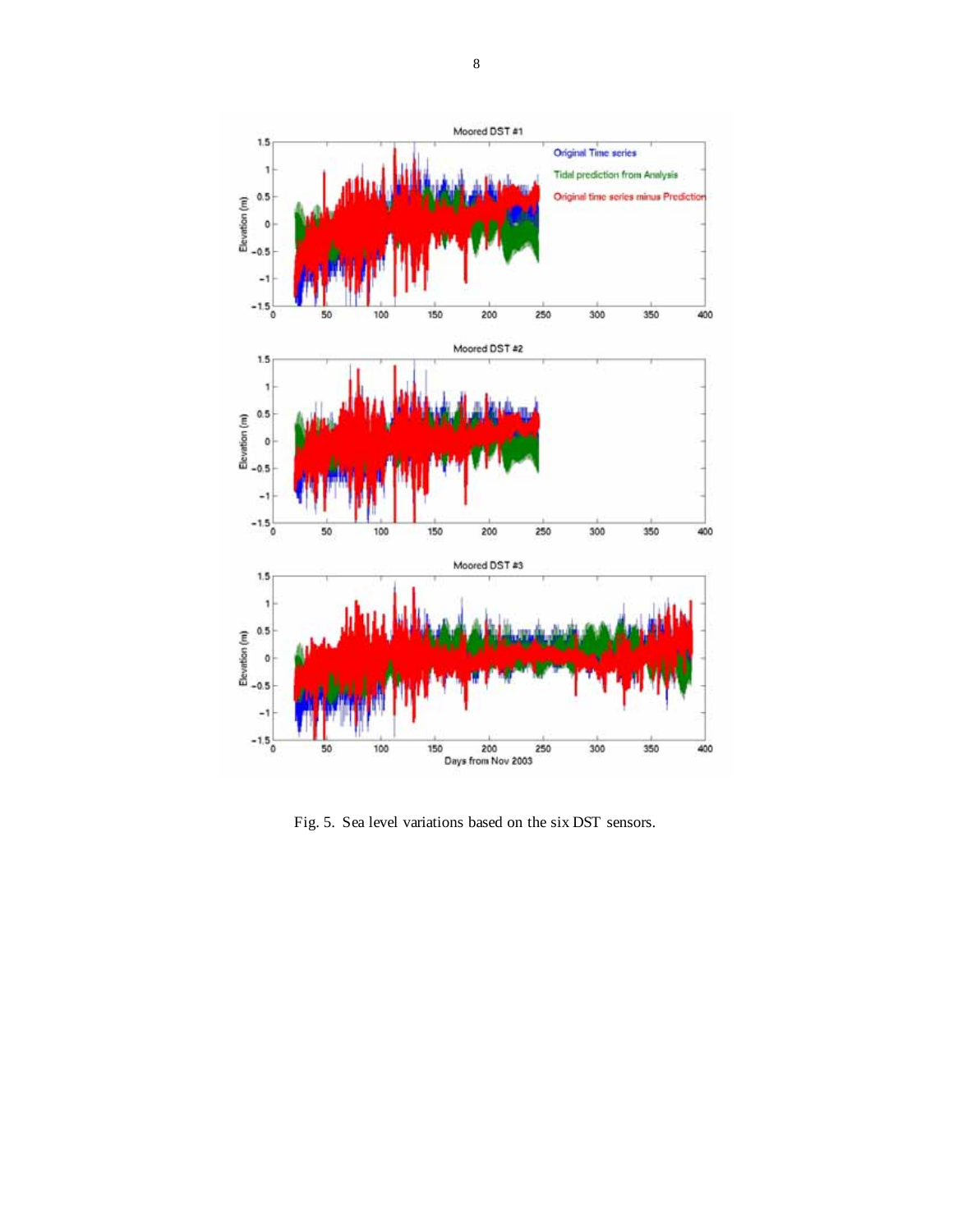Fig. 5. Sea level variations based on the six DST sensors.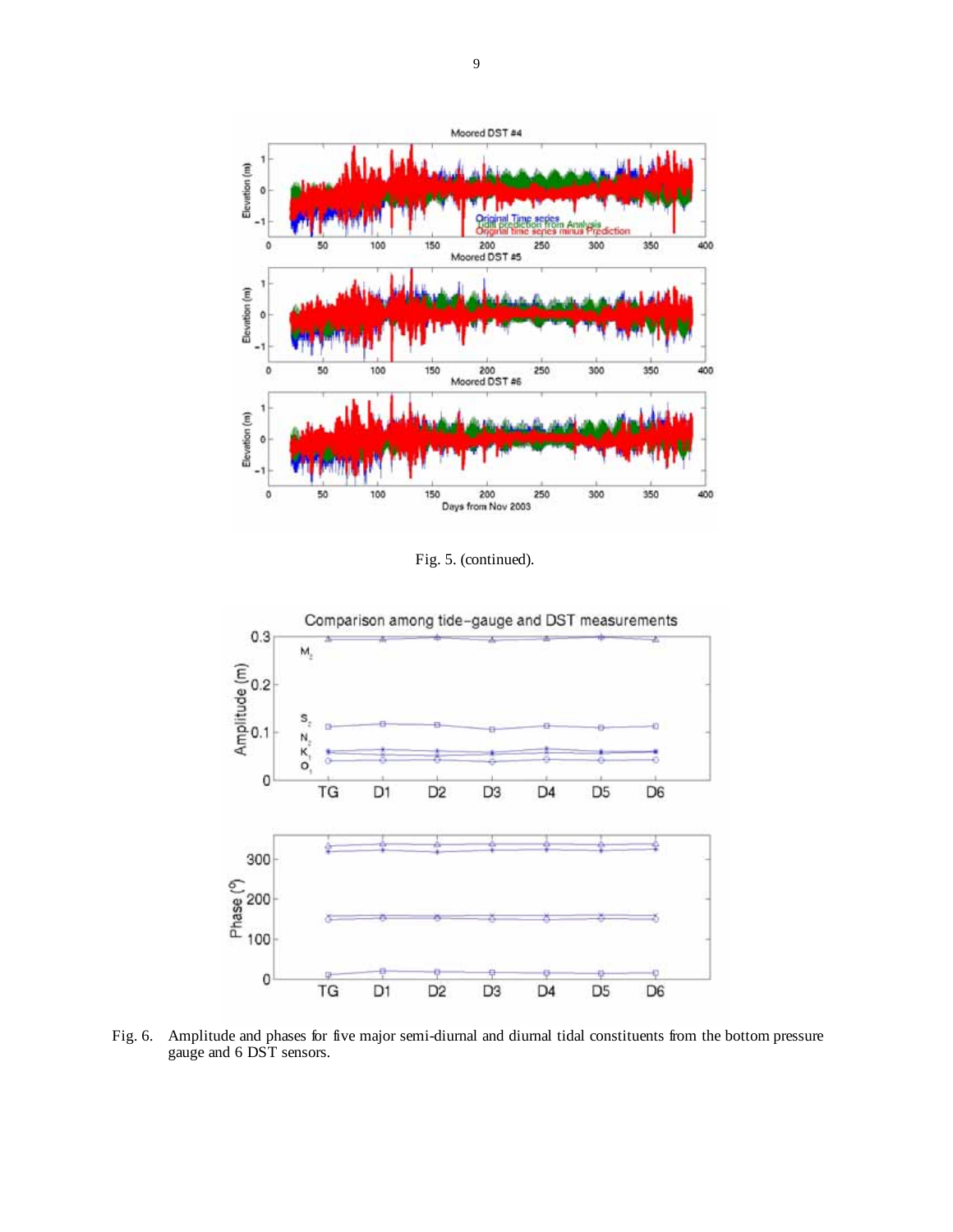Fig. 5. (continued).

Fig. 6. Amplitude and phases for five major semi-diurnal and diurnal tidal constituents from the bottom pressure gauge and 6 DST sensors.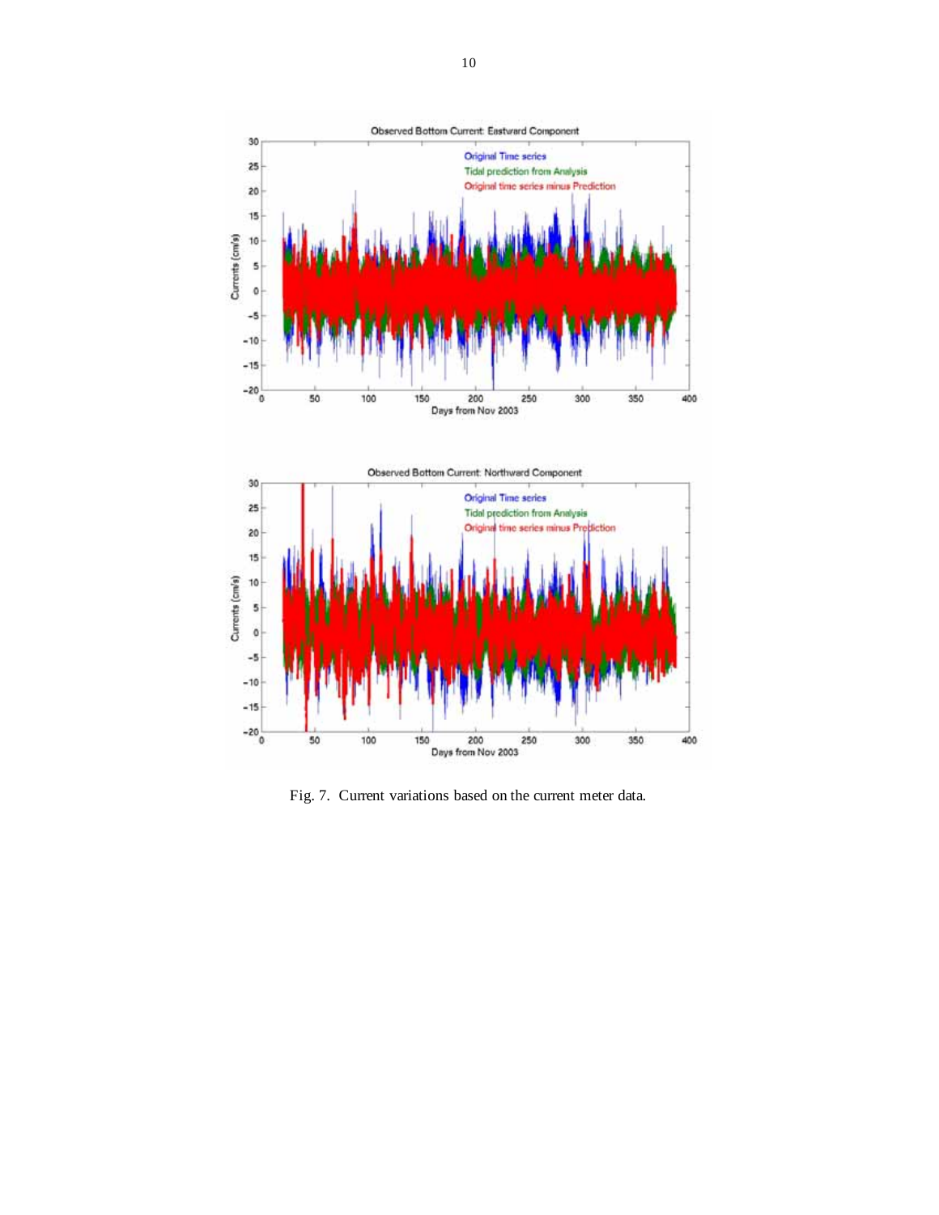Fig. 7. Current variations based on the current meter data.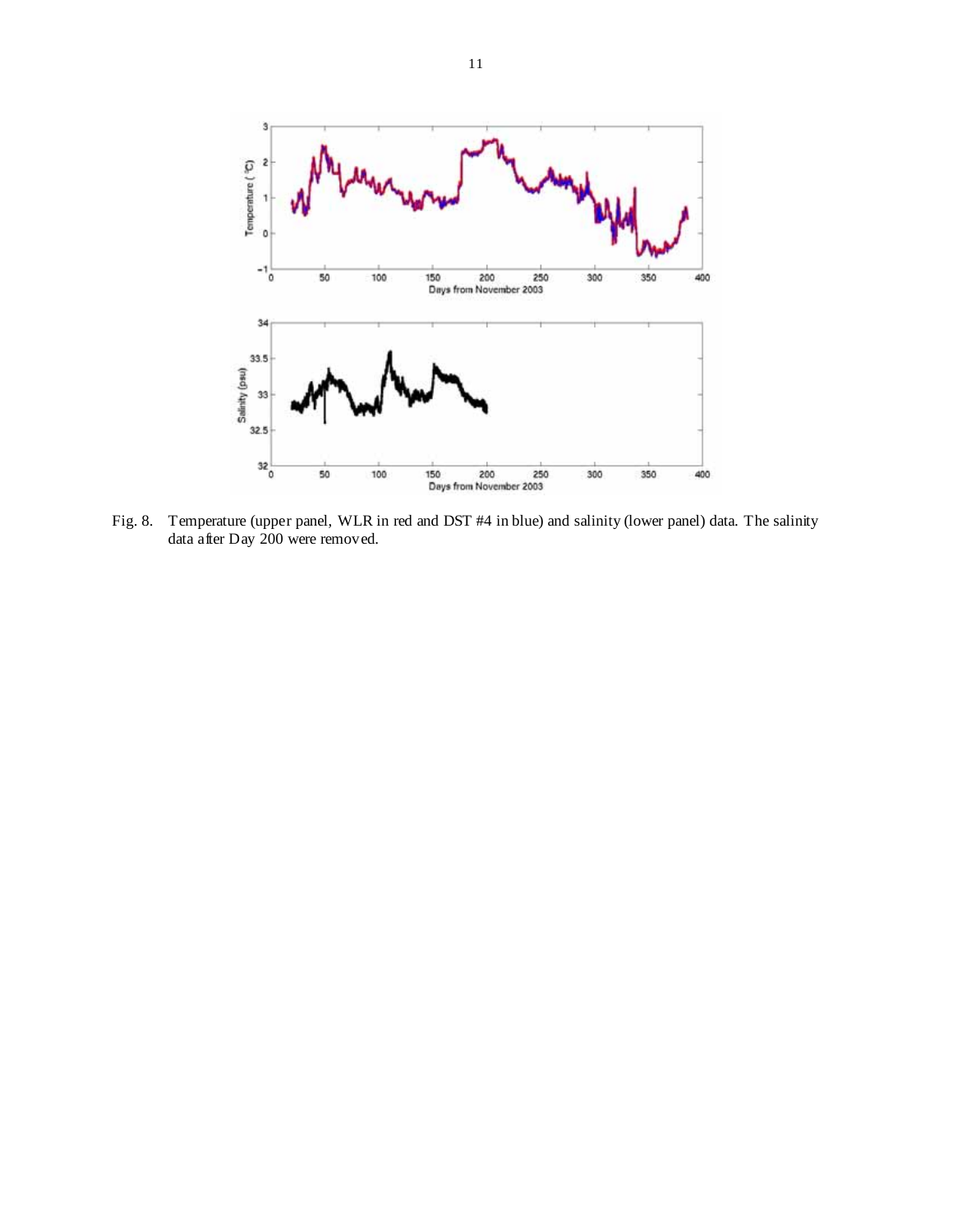3
2
1
0
-1
Temperature (°C)
0
50
100
150
200
250
300
350
400
Days from November 2003

34
33.5
33
32.5
32
Salinity (psu)
0
50
100
150
200
250
300
350
400
Days from November 2003

Fig. 8. Temperature (upper panel, WLR in red and DST #4 in blue) and salinity (lower panel) data. The salinity data after Day 200 were removed.